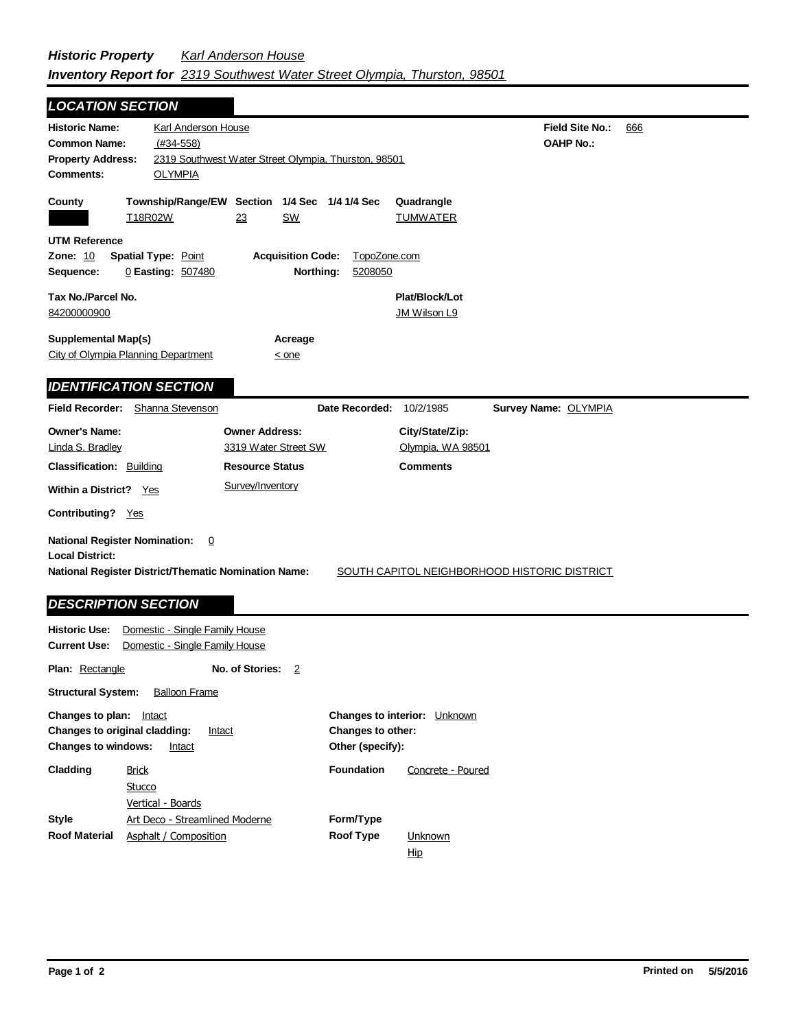***Historic Property*** *Karl Anderson House*
***Inventory Report for*** *2319 Southwest Water Street Olympia, Thurston, 98501*

## LOCATION SECTION

**Historic Name:** Karl Anderson House
**Common Name:** (#34-558)
**Property Address:** 2319 Southwest Water Street Olympia, Thurston, 98501
**Comments:** OLYMPIA

**Field Site No.:** 666
**OAHP No.:**

| County | Township/Range/EW | Section | 1/4 Sec | 1/4 1/4 Sec | Quadrangle |
|---|---|---|---|---|---|
| | T18R02W | 23 | SW | | TUMWATER |

**UTM Reference**
**Zone:** 10 **Spatial Type:** Point **Acquisition Code:** TopoZone.com
**Sequence:** 0 **Easting:** 507480 **Northing:** 5208050

**Tax No./Parcel No.** 84200000900
**Plat/Block/Lot** JM Wilson L9

**Supplemental Map(s)** City of Olympia Planning Department
**Acreage** < one

## IDENTIFICATION SECTION

**Field Recorder:** Shanna Stevenson **Date Recorded:** 10/2/1985 **Survey Name:** OLYMPIA

| Owner's Name: | Owner Address: | City/State/Zip: |
|---|---|---|
| Linda S. Bradley | 3319 Water Street SW | Olympia, WA 98501 |

**Classification:** Building
**Resource Status:** Survey/Inventory
**Comments**

**Within a District?** Yes

**Contributing?** Yes

**National Register Nomination:** 0
**Local District:**
**National Register District/Thematic Nomination Name:** SOUTH CAPITOL NEIGHBORHOOD HISTORIC DISTRICT

## DESCRIPTION SECTION

**Historic Use:** Domestic - Single Family House
**Current Use:** Domestic - Single Family House

**Plan:** Rectangle **No. of Stories:** 2

**Structural System:** Balloon Frame

**Changes to plan:** Intact
**Changes to original cladding:** Intact
**Changes to windows:** Intact
**Changes to interior:** Unknown
**Changes to other:**
**Other (specify):**

**Cladding** Brick, Stucco, Vertical - Boards
**Foundation** Concrete - Poured

**Style** Art Deco - Streamlined Moderne
**Form/Type**

**Roof Material** Asphalt / Composition
**Roof Type** Unknown, Hip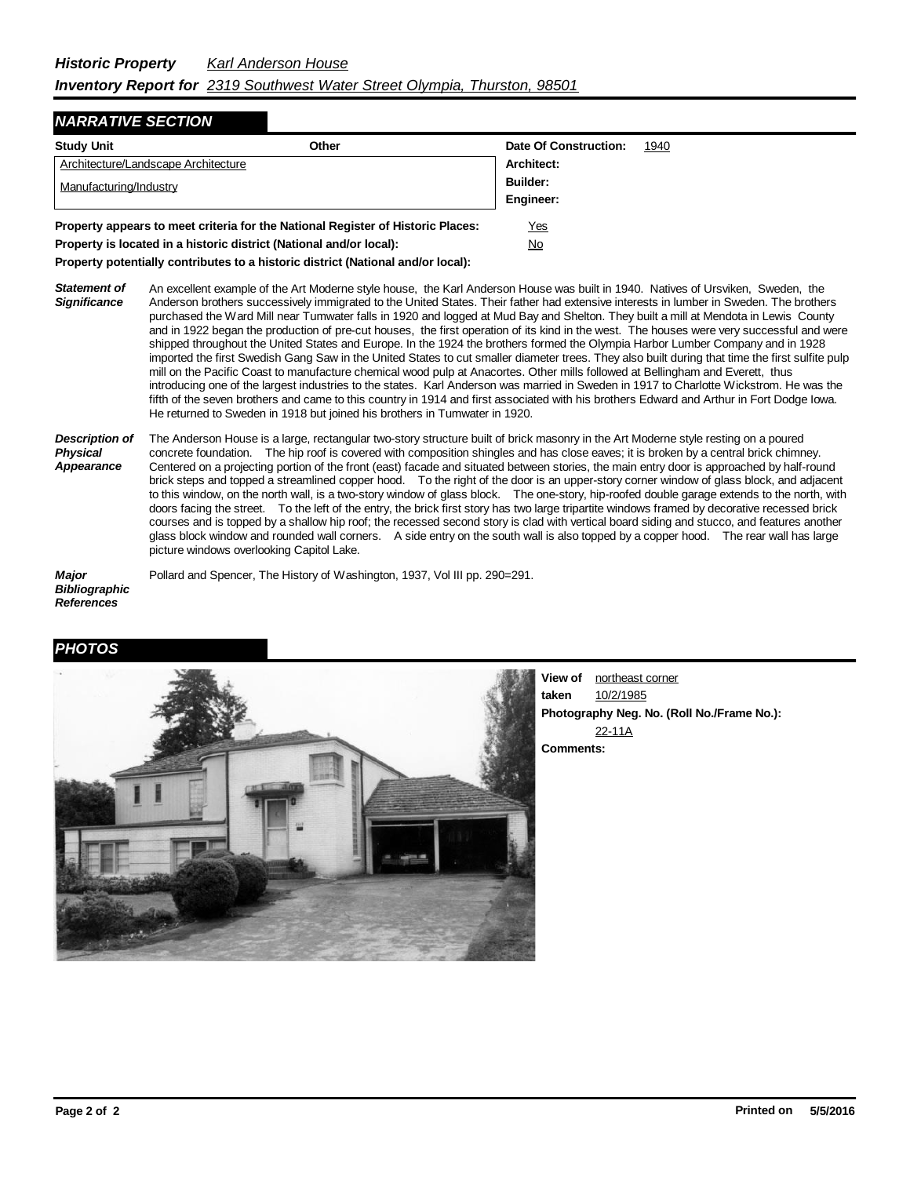**Historic Property** *Karl Anderson House*

**Inventory Report for** *2319 Southwest Water Street Olympia, Thurston, 98501*

## NARRATIVE SECTION

| Study Unit | Other | | |
|---|---|---|---|
| Architecture/Landscape Architecture | | Date Of Construction: | 1940 |
| Manufacturing/Industry | | Architect: | |
| | | Builder: | |
| | | Engineer: | |

**Property appears to meet criteria for the National Register of Historic Places:** Yes

**Property is located in a historic district (National and/or local):** No

**Property potentially contributes to a historic district (National and/or local):**

***Statement of Significance***

An excellent example of the Art Moderne style house, the Karl Anderson House was built in 1940. Natives of Ursviken, Sweden, the Anderson brothers successively immigrated to the United States. Their father had extensive interests in lumber in Sweden. The brothers purchased the Ward Mill near Tumwater falls in 1920 and logged at Mud Bay and Shelton. They built a mill at Mendota in Lewis County and in 1922 began the production of pre-cut houses, the first operation of its kind in the west. The houses were very successful and were shipped throughout the United States and Europe. In the 1924 the brothers formed the Olympia Harbor Lumber Company and in 1928 imported the first Swedish Gang Saw in the United States to cut smaller diameter trees. They also built during that time the first sulfite pulp mill on the Pacific Coast to manufacture chemical wood pulp at Anacortes. Other mills followed at Bellingham and Everett, thus introducing one of the largest industries to the states. Karl Anderson was married in Sweden in 1917 to Charlotte Wickstrom. He was the fifth of the seven brothers and came to this country in 1914 and first associated with his brothers Edward and Arthur in Fort Dodge Iowa. He returned to Sweden in 1918 but joined his brothers in Tumwater in 1920.

***Description of Physical Appearance***

The Anderson House is a large, rectangular two-story structure built of brick masonry in the Art Moderne style resting on a poured concrete foundation. The hip roof is covered with composition shingles and has close eaves; it is broken by a central brick chimney. Centered on a projecting portion of the front (east) facade and situated between stories, the main entry door is approached by half-round brick steps and topped a streamlined copper hood. To the right of the door is an upper-story corner window of glass block, and adjacent to this window, on the north wall, is a two-story window of glass block. The one-story, hip-roofed double garage extends to the north, with doors facing the street. To the left of the entry, the brick first story has two large tripartite windows framed by decorative recessed brick courses and is topped by a shallow hip roof; the recessed second story is clad with vertical board siding and stucco, and features another glass block window and rounded wall corners. A side entry on the south wall is also topped by a copper hood. The rear wall has large picture windows overlooking Capitol Lake.

***Major Bibliographic References***

Pollard and Spencer, The History of Washington, 1937, Vol III pp. 290=291.

## PHOTOS

**View of** northeast corner

**taken** 10/2/1985

**Photography Neg. No. (Roll No./Frame No.):** 22-11A

**Comments:**